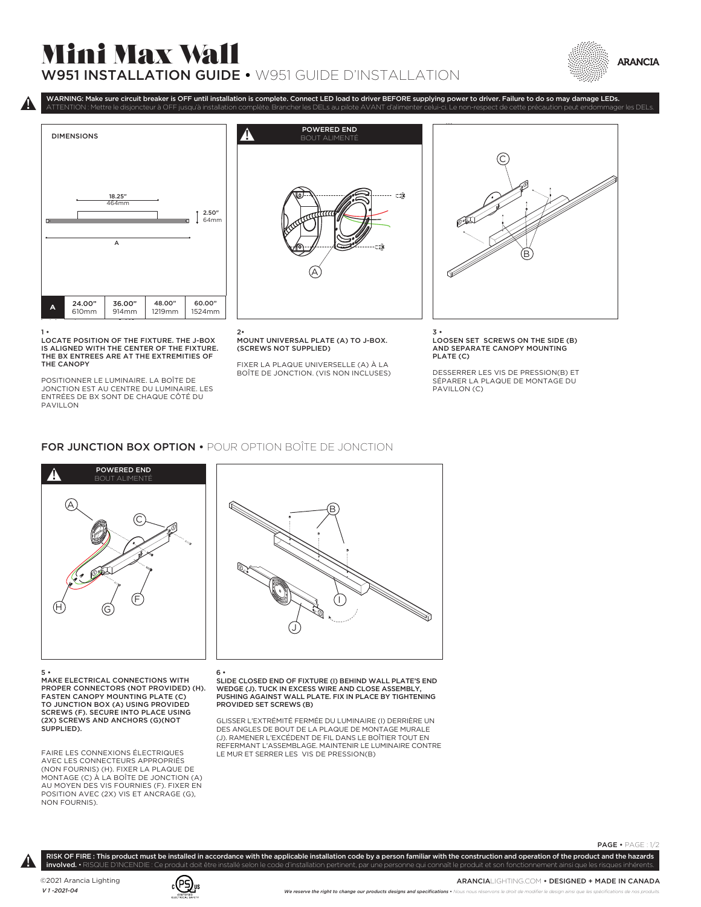# Mini Max Wall

## W951 INSTALLATION GUIDE • W951 GUIDE D'INSTALLATION

ARANCIA

**WARNING: Make sure circuit breaker is OFF until installation is complete. Connect LED load to driver BEFORE supplying power to driver. Failure to do so may damage LEDs.**
ATTENTION : Mettre le disjoncteur à OFF jusqu'à installation complète. Brancher les DELs au pilote AVANT d'alimenter celui-ci. Le non-respect de cette précaution peut endommager les DELs.

DIMENSIONS

18.25" 464mm

2.50" 64mm

| A | 24.00" 610mm | 36.00" 914mm | 48.00" 1219mm | 60.00" 1524mm |
|---|---|---|---|---|

POWERED END
BOUT ALIMENTÉ

1 •
**LOCATE POSITION OF THE FIXTURE. THE J-BOX IS ALIGNED WITH THE CENTER OF THE FIXTURE. THE BX ENTREES ARE AT THE EXTREMITIES OF THE CANOPY**

POSITIONNER LE LUMINAIRE. LA BOÎTE DE JONCTION EST AU CENTRE DU LUMINAIRE. LES ENTRÉES DE BX SONT DE CHAQUE CÔTÉ DU PAVILLON

2•
**MOUNT UNIVERSAL PLATE (A) TO J-BOX. (SCREWS NOT SUPPLIED)**

FIXER LA PLAQUE UNIVERSELLE (A) À LA BOÎTE DE JONCTION. (VIS NON INCLUSES)

3 •
**LOOSEN SET SCREWS ON THE SIDE (B) AND SEPARATE CANOPY MOUNTING PLATE (C)**

DESSERRER LES VIS DE PRESSION(B) ET SÉPARER LA PLAQUE DE MONTAGE DU PAVILLON (C)

## FOR JUNCTION BOX OPTION • POUR OPTION BOÎTE DE JONCTION

POWERED END
BOUT ALIMENTÉ

5 •
**MAKE ELECTRICAL CONNECTIONS WITH PROPER CONNECTORS (NOT PROVIDED) (H). FASTEN CANOPY MOUNTING PLATE (C) TO JUNCTION BOX (A) USING PROVIDED SCREWS (F). SECURE INTO PLACE USING (2X) SCREWS AND ANCHORS (G)(NOT SUPPLIED).**

FAIRE LES CONNEXIONS ÉLECTRIQUES AVEC LES CONNECTEURS APPROPRIÉS (NON FOURNIS) (H). FIXER LA PLAQUE DE MONTAGE (C) À LA BOÎTE DE JONCTION (A) AU MOYEN DES VIS FOURNIES (F). FIXER EN POSITION AVEC (2X) VIS ET ANCRAGE (G), NON FOURNIS).

6 •
**SLIDE CLOSED END OF FIXTURE (I) BEHIND WALL PLATE'S END WEDGE (J). TUCK IN EXCESS WIRE AND CLOSE ASSEMBLY, PUSHING AGAINST WALL PLATE. FIX IN PLACE BY TIGHTENING PROVIDED SET SCREWS (B)**

GLISSER L'EXTRÉMITÉ FERMÉE DU LUMINAIRE (I) DERRIÈRE UN DES ANGLES DE BOUT DE LA PLAQUE DE MONTAGE MURALE (J). RAMENER L'EXCÉDENT DE FIL DANS LE BOÎTIER TOUT EN REFERMANT L'ASSEMBLAGE. MAINTENIR LE LUMINAIRE CONTRE LE MUR ET SERRER LES VIS DE PRESSION(B)

**RISK OF FIRE : This product must be installed in accordance with the applicable installation code by a person familiar with the construction and operation of the product and the hazards involved.** • RISQUE D'INCENDIE : Ce produit doit être installé selon le code d'installation pertinent, par une personne qui connaît le produit et son fonctionnement ainsi que les risques inhérents.

©2021 Arancia Lighting
*V 1 -2021-04*

ARANCIALIGHTING.COM • DESIGNED + MADE IN CANADA

*We reserve the right to change our products designs and specifications • Nous nous réservons le droit de modifier le design ainsi que les spécifications de nos produits.*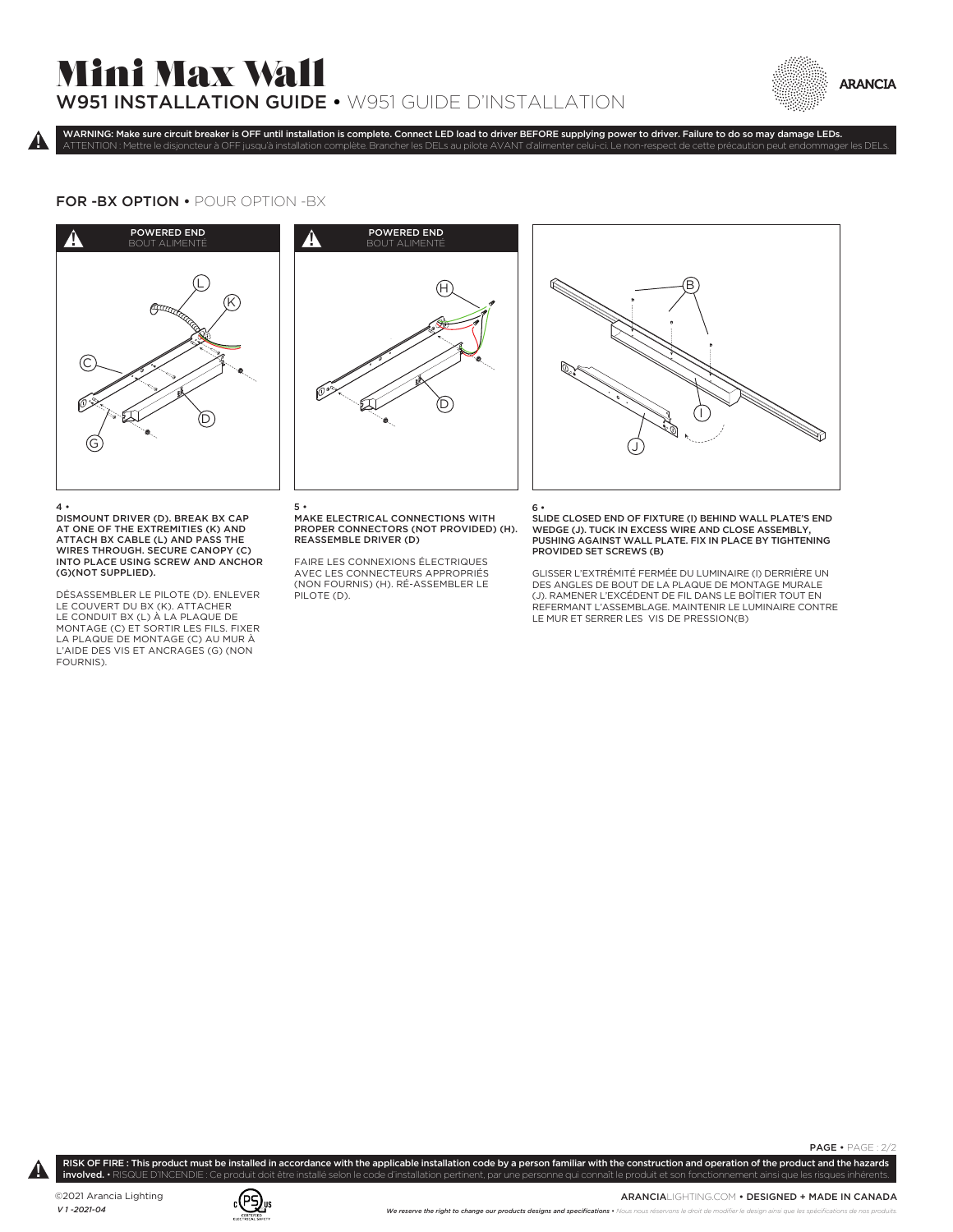# Mini Max Wall

## W951 INSTALLATION GUIDE • W951 GUIDE D'INSTALLATION

ARANCIA

**WARNING: Make sure circuit breaker is OFF until installation is complete. Connect LED load to driver BEFORE supplying power to driver. Failure to do so may damage LEDs.**
ATTENTION : Mettre le disjoncteur à OFF jusqu'à installation complète. Brancher les DELs au pilote AVANT d'alimenter celui-ci. Le non-respect de cette précaution peut endommager les DELs.

### FOR -BX OPTION • POUR OPTION -BX

POWERED END
BOUT ALIMENTE

L
K
C
D
G

POWERED END
BOUT ALIMENTE

H
D

B
I
J

4 •

**DISMOUNT DRIVER (D). BREAK BX CAP AT ONE OF THE EXTREMITIES (K) AND ATTACH BX CABLE (L) AND PASS THE WIRES THROUGH. SECURE CANOPY (C) INTO PLACE USING SCREW AND ANCHOR (G)(NOT SUPPLIED).**

DÉSASSEMBLER LE PILOTE (D). ENLEVER LE COUVERT DU BX (K). ATTACHER LE CONDUIT BX (L) À LA PLAQUE DE MONTAGE (C) ET SORTIR LES FILS. FIXER LA PLAQUE DE MONTAGE (C) AU MUR À L'AIDE DES VIS ET ANCRAGES (G) (NON FOURNIS).

5 •

**MAKE ELECTRICAL CONNECTIONS WITH PROPER CONNECTORS (NOT PROVIDED) (H). REASSEMBLE DRIVER (D)**

FAIRE LES CONNEXIONS ÉLECTRIQUES AVEC LES CONNECTEURS APPROPRIÉS (NON FOURNIS) (H). RÉ-ASSEMBLER LE PILOTE (D).

6 •

**SLIDE CLOSED END OF FIXTURE (I) BEHIND WALL PLATE'S END WEDGE (J). TUCK IN EXCESS WIRE AND CLOSE ASSEMBLY, PUSHING AGAINST WALL PLATE. FIX IN PLACE BY TIGHTENING PROVIDED SET SCREWS (B)**

GLISSER L'EXTRÉMITÉ FERMÉE DU LUMINAIRE (I) DERRIÈRE UN DES ANGLES DE BOUT DE LA PLAQUE DE MONTAGE MURALE (J). RAMENER L'EXCÉDENT DE FIL DANS LE BOÎTIER TOUT EN REFERMANT L'ASSEMBLAGE. MAINTENIR LE LUMINAIRE CONTRE LE MUR ET SERRER LES VIS DE PRESSION(B)

**RISK OF FIRE : This product must be installed in accordance with the applicable installation code by a person familiar with the construction and operation of the product and the hazards involved.** • RISQUE D'INCENDIE : Ce produit doit être installé selon le code d'installation pertinent, par une personne qui connaît le produit et son fonctionnement ainsi que les risques inhérents.

©2021 Arancia Lighting
*V 1 -2021-04*

ARANCIALIGHTING.COM • DESIGNED + MADE IN CANADA

***We reserve the right to change our products designs and specifications*** • *Nous nous réservons le droit de modifier le design ainsi que les spécifications de nos produits.*